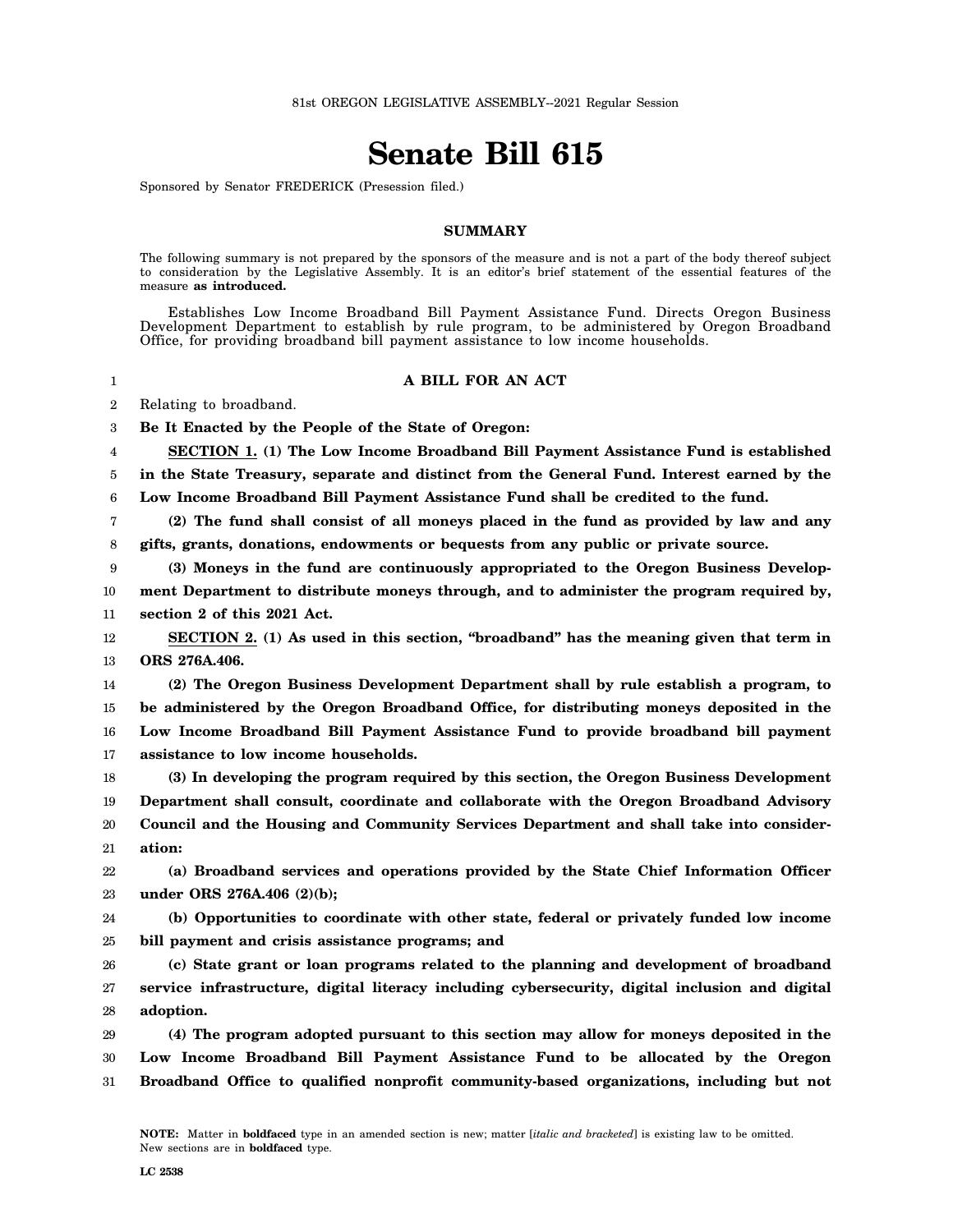81st OREGON LEGISLATIVE ASSEMBLY--2021 Regular Session

# Senate Bill 615

Sponsored by Senator FREDERICK (Presession filed.)

## SUMMARY

The following summary is not prepared by the sponsors of the measure and is not a part of the body thereof subject to consideration by the Legislative Assembly. It is an editor's brief statement of the essential features of the measure **as introduced.**

Establishes Low Income Broadband Bill Payment Assistance Fund. Directs Oregon Business Development Department to establish by rule program, to be administered by Oregon Broadband Office, for providing broadband bill payment assistance to low income households.

### A BILL FOR AN ACT

Relating to broadband.

**Be It Enacted by the People of the State of Oregon:**

**SECTION 1. (1) The Low Income Broadband Bill Payment Assistance Fund is established in the State Treasury, separate and distinct from the General Fund. Interest earned by the Low Income Broadband Bill Payment Assistance Fund shall be credited to the fund.**

**(2) The fund shall consist of all moneys placed in the fund as provided by law and any gifts, grants, donations, endowments or bequests from any public or private source.**

**(3) Moneys in the fund are continuously appropriated to the Oregon Business Development Department to distribute moneys through, and to administer the program required by, section 2 of this 2021 Act.**

**SECTION 2. (1) As used in this section, "broadband" has the meaning given that term in ORS 276A.406.**

**(2) The Oregon Business Development Department shall by rule establish a program, to be administered by the Oregon Broadband Office, for distributing moneys deposited in the Low Income Broadband Bill Payment Assistance Fund to provide broadband bill payment assistance to low income households.**

**(3) In developing the program required by this section, the Oregon Business Development Department shall consult, coordinate and collaborate with the Oregon Broadband Advisory Council and the Housing and Community Services Department and shall take into consideration:**

**(a) Broadband services and operations provided by the State Chief Information Officer under ORS 276A.406 (2)(b);**

**(b) Opportunities to coordinate with other state, federal or privately funded low income bill payment and crisis assistance programs; and**

**(c) State grant or loan programs related to the planning and development of broadband service infrastructure, digital literacy including cybersecurity, digital inclusion and digital adoption.**

**(4) The program adopted pursuant to this section may allow for moneys deposited in the Low Income Broadband Bill Payment Assistance Fund to be allocated by the Oregon Broadband Office to qualified nonprofit community-based organizations, including but not**

**NOTE:** Matter in **boldfaced** type in an amended section is new; matter [*italic and bracketed*] is existing law to be omitted. New sections are in **boldfaced** type.

LC 2538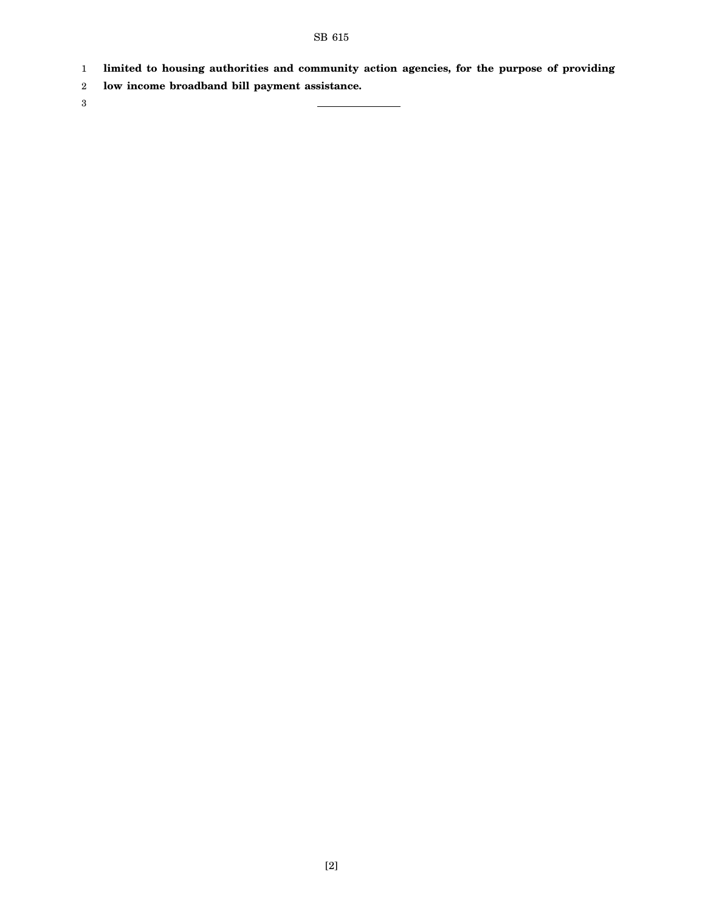**limited to housing authorities and community action agencies, for the purpose of providing low income broadband bill payment assistance.**

---